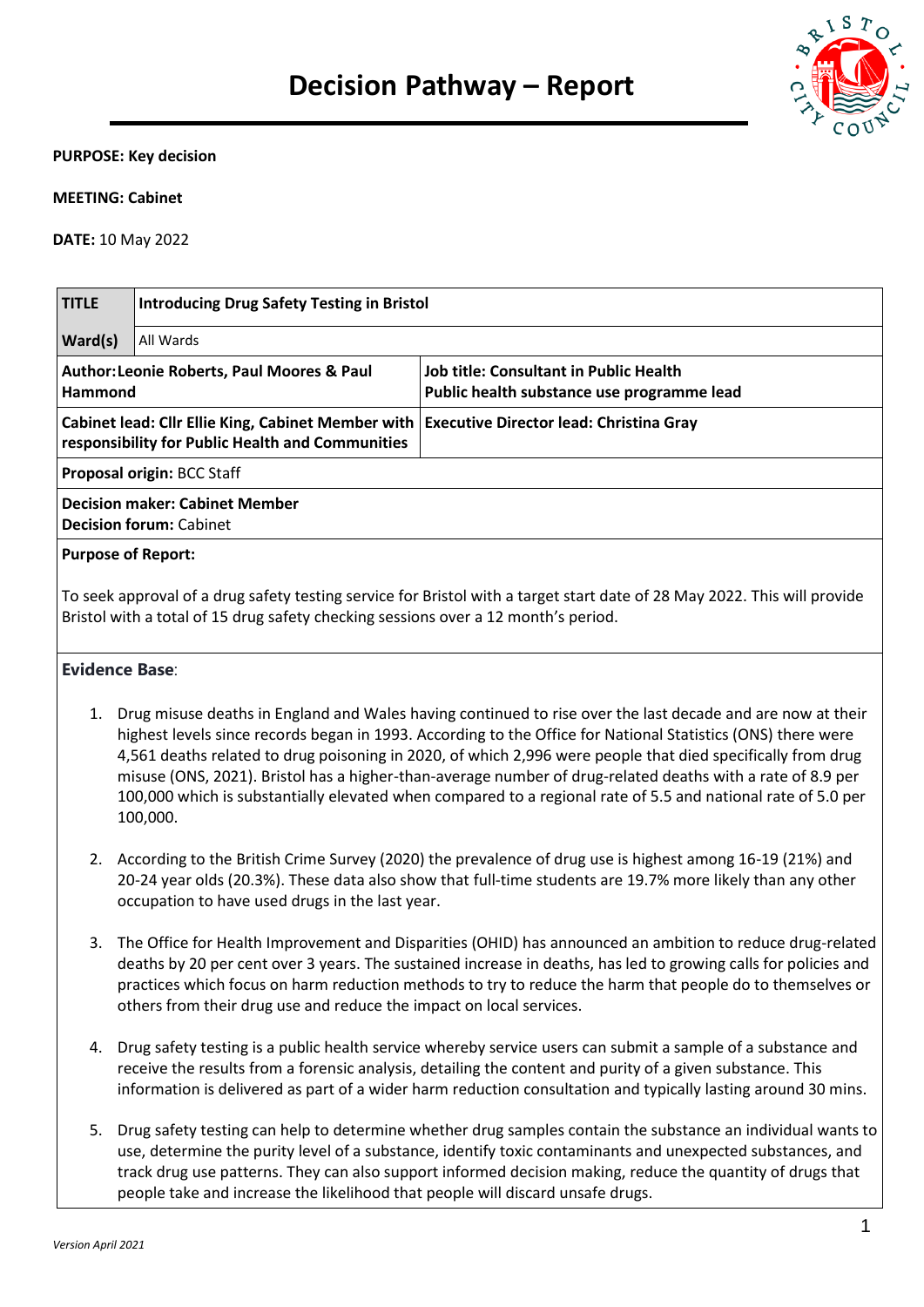# Decision Pathway – Report

**PURPOSE: Key decision**

**MEETING: Cabinet**

**DATE:** 10 May 2022

| **TITLE** | **Introducing Drug Safety Testing in Bristol** | |
|---|---|---|
| **Ward(s)** | All Wards | |
| **Author: Leonie Roberts, Paul Moores & Paul Hammond** | | **Job title: Consultant in Public Health Public health substance use programme lead** |
| **Cabinet lead: Cllr Ellie King, Cabinet Member with responsibility for Public Health and Communities** | | **Executive Director lead: Christina Gray** |
| **Proposal origin:** BCC Staff | | |
| **Decision maker: Cabinet Member** **Decision forum:** Cabinet | | |

**Purpose of Report:**

To seek approval of a drug safety testing service for Bristol with a target start date of 28 May 2022. This will provide Bristol with a total of 15 drug safety checking sessions over a 12 month's period.

**Evidence Base**:

1. Drug misuse deaths in England and Wales having continued to rise over the last decade and are now at their highest levels since records began in 1993. According to the Office for National Statistics (ONS) there were 4,561 deaths related to drug poisoning in 2020, of which 2,996 were people that died specifically from drug misuse (ONS, 2021). Bristol has a higher-than-average number of drug-related deaths with a rate of 8.9 per 100,000 which is substantially elevated when compared to a regional rate of 5.5 and national rate of 5.0 per 100,000.

2. According to the British Crime Survey (2020) the prevalence of drug use is highest among 16-19 (21%) and 20-24 year olds (20.3%). These data also show that full-time students are 19.7% more likely than any other occupation to have used drugs in the last year.

3. The Office for Health Improvement and Disparities (OHID) has announced an ambition to reduce drug-related deaths by 20 per cent over 3 years. The sustained increase in deaths, has led to growing calls for policies and practices which focus on harm reduction methods to try to reduce the harm that people do to themselves or others from their drug use and reduce the impact on local services.

4. Drug safety testing is a public health service whereby service users can submit a sample of a substance and receive the results from a forensic analysis, detailing the content and purity of a given substance. This information is delivered as part of a wider harm reduction consultation and typically lasting around 30 mins.

5. Drug safety testing can help to determine whether drug samples contain the substance an individual wants to use, determine the purity level of a substance, identify toxic contaminants and unexpected substances, and track drug use patterns. They can also support informed decision making, reduce the quantity of drugs that people take and increase the likelihood that people will discard unsafe drugs.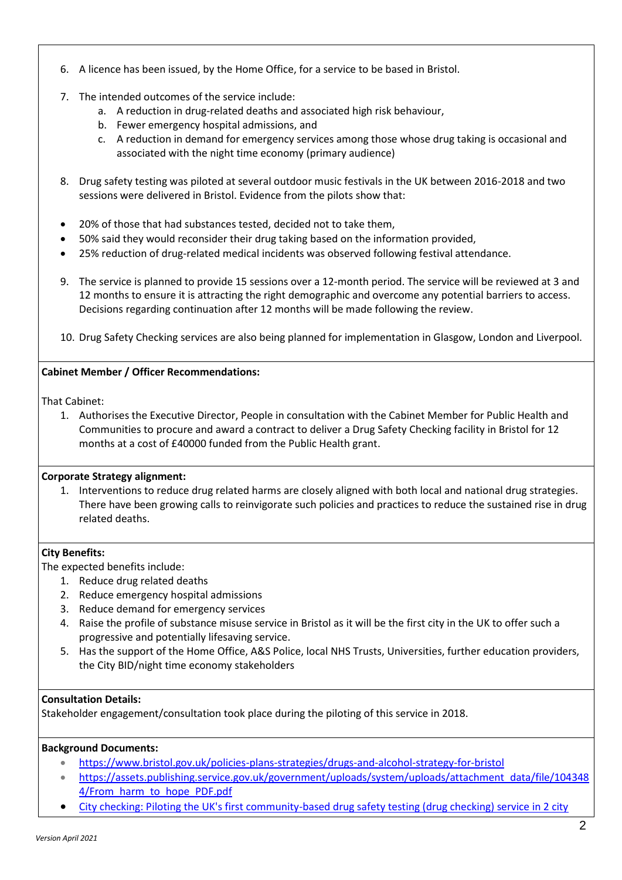6. A licence has been issued, by the Home Office, for a service to be based in Bristol.

7. The intended outcomes of the service include:
   a. A reduction in drug-related deaths and associated high risk behaviour,
   b. Fewer emergency hospital admissions, and
   c. A reduction in demand for emergency services among those whose drug taking is occasional and associated with the night time economy (primary audience)

8. Drug safety testing was piloted at several outdoor music festivals in the UK between 2016-2018 and two sessions were delivered in Bristol. Evidence from the pilots show that:

- 20% of those that had substances tested, decided not to take them,
- 50% said they would reconsider their drug taking based on the information provided,
- 25% reduction of drug-related medical incidents was observed following festival attendance.

9. The service is planned to provide 15 sessions over a 12-month period. The service will be reviewed at 3 and 12 months to ensure it is attracting the right demographic and overcome any potential barriers to access. Decisions regarding continuation after 12 months will be made following the review.

10. Drug Safety Checking services are also being planned for implementation in Glasgow, London and Liverpool.

**Cabinet Member / Officer Recommendations:**

That Cabinet:

1. Authorises the Executive Director, People in consultation with the Cabinet Member for Public Health and Communities to procure and award a contract to deliver a Drug Safety Checking facility in Bristol for 12 months at a cost of £40000 funded from the Public Health grant.

**Corporate Strategy alignment:**

1. Interventions to reduce drug related harms are closely aligned with both local and national drug strategies. There have been growing calls to reinvigorate such policies and practices to reduce the sustained rise in drug related deaths.

**City Benefits:**

The expected benefits include:

1. Reduce drug related deaths
2. Reduce emergency hospital admissions
3. Reduce demand for emergency services
4. Raise the profile of substance misuse service in Bristol as it will be the first city in the UK to offer such a progressive and potentially lifesaving service.
5. Has the support of the Home Office, A&S Police, local NHS Trusts, Universities, further education providers, the City BID/night time economy stakeholders

**Consultation Details:**

Stakeholder engagement/consultation took place during the piloting of this service in 2018.

**Background Documents:**

- https://www.bristol.gov.uk/policies-plans-strategies/drugs-and-alcohol-strategy-for-bristol
- https://assets.publishing.service.gov.uk/government/uploads/system/uploads/attachment_data/file/1043484/From_harm_to_hope_PDF.pdf
- City checking: Piloting the UK's first community-based drug safety testing (drug checking) service in 2 city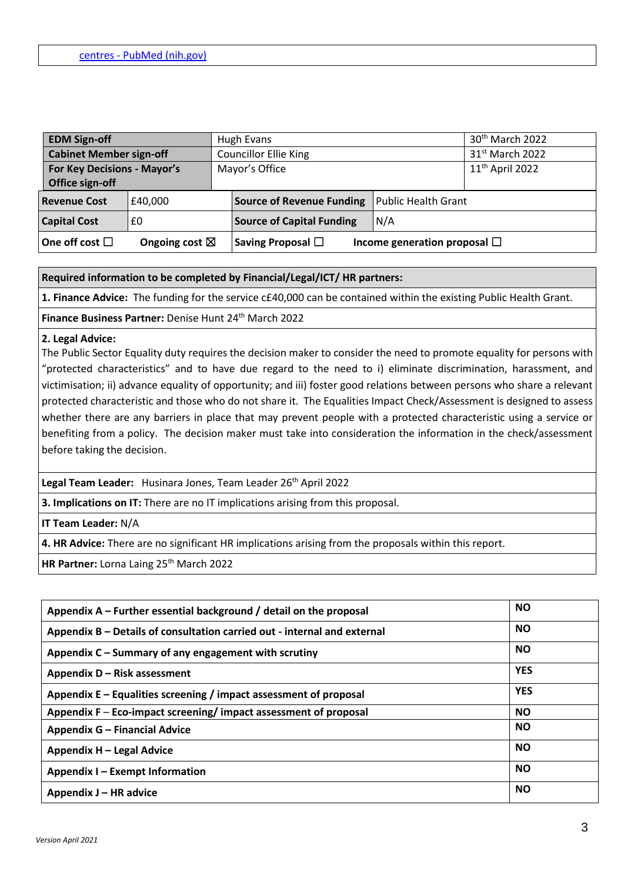| [centres - PubMed (nih.gov)](#) |
|---|

| EDM Sign-off | Hugh Evans | 30th March 2022 |
|---|---|---|
| **Cabinet Member sign-off** | Councillor Ellie King | 31st March 2022 |
| **For Key Decisions - Mayor's Office sign-off** | Mayor's Office | 11th April 2022 |

| Revenue Cost | £40,000 | Source of Revenue Funding | Public Health Grant |
|---|---|---|---|
| **Capital Cost** | £0 | **Source of Capital Funding** | N/A |
| **One off cost ☐** &nbsp;&nbsp; **Ongoing cost ☒** | | **Saving Proposal ☐** | **Income generation proposal ☐** |

| Required information to be completed by Financial/Legal/ICT/ HR partners: |
|---|
| **1. Finance Advice:** The funding for the service c£40,000 can be contained within the existing Public Health Grant. |
| **Finance Business Partner:** Denise Hunt 24th March 2022 |
| **2. Legal Advice:** The Public Sector Equality duty requires the decision maker to consider the need to promote equality for persons with "protected characteristics" and to have due regard to the need to i) eliminate discrimination, harassment, and victimisation; ii) advance equality of opportunity; and iii) foster good relations between persons who share a relevant protected characteristic and those who do not share it. The Equalities Impact Check/Assessment is designed to assess whether there are any barriers in place that may prevent people with a protected characteristic using a service or benefiting from a policy. The decision maker must take into consideration the information in the check/assessment before taking the decision. |
| **Legal Team Leader:** Husinara Jones, Team Leader 26th April 2022 |
| **3. Implications on IT:** There are no IT implications arising from this proposal. |
| **IT Team Leader:** N/A |
| **4. HR Advice:** There are no significant HR implications arising from the proposals within this report. |
| **HR Partner:** Lorna Laing 25th March 2022 |

| Appendix | |
|---|---|
| **Appendix A – Further essential background / detail on the proposal** | **NO** |
| **Appendix B – Details of consultation carried out - internal and external** | **NO** |
| **Appendix C – Summary of any engagement with scrutiny** | **NO** |
| **Appendix D – Risk assessment** | **YES** |
| **Appendix E – Equalities screening / impact assessment of proposal** | **YES** |
| **Appendix F – Eco-impact screening/ impact assessment of proposal** | **NO** |
| **Appendix G – Financial Advice** | **NO** |
| **Appendix H – Legal Advice** | **NO** |
| **Appendix I – Exempt Information** | **NO** |
| **Appendix J – HR advice** | **NO** |

*Version April 2021*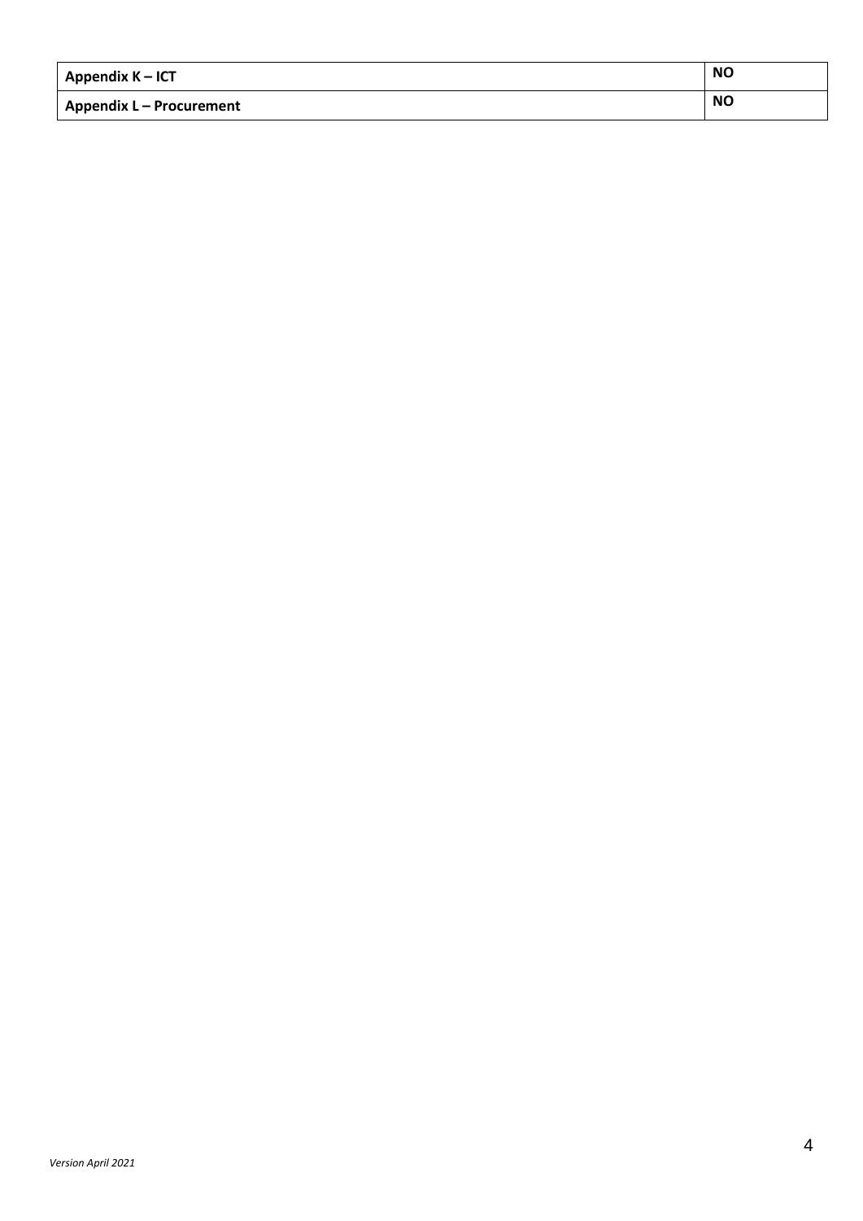| | |
|---|---|
| **Appendix K – ICT** | **NO** |
| **Appendix L – Procurement** | **NO** |

*Version April 2021*